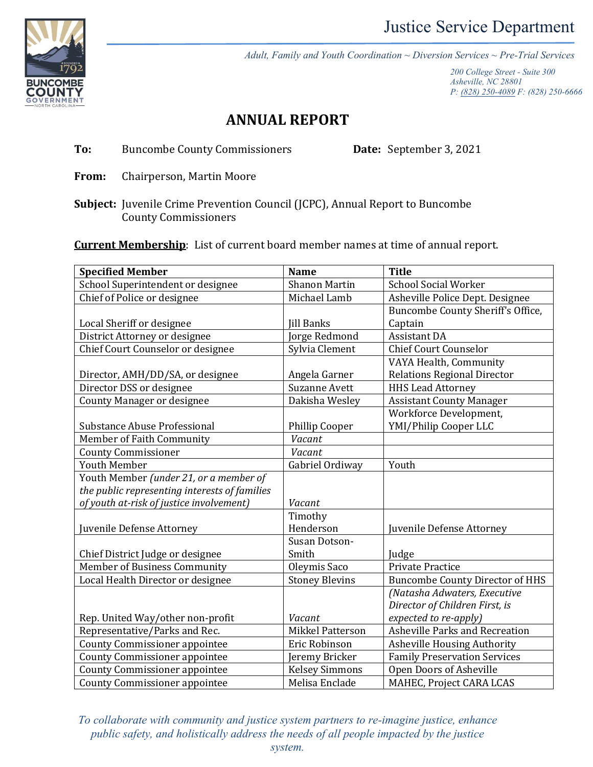Justice Service Department

*Adult, Family and Youth Coordination ~ Diversion Services ~ Pre-Trial Services*

*200 College Street - Suite 300*
*Asheville, NC 28801*
*P: (828) 250-4089 F: (828) 250-6666*

# ANNUAL REPORT

**To:** Buncombe County Commissioners **Date:** September 3, 2021

**From:** Chairperson, Martin Moore

**Subject:** Juvenile Crime Prevention Council (JCPC), Annual Report to Buncombe County Commissioners

**Current Membership**: List of current board member names at time of annual report.

| Specified Member | Name | Title |
|---|---|---|
| School Superintendent or designee | Shanon Martin | School Social Worker |
| Chief of Police or designee | Michael Lamb | Asheville Police Dept. Designee |
| Local Sheriff or designee | Jill Banks | Buncombe County Sheriff's Office, Captain |
| District Attorney or designee | Jorge Redmond | Assistant DA |
| Chief Court Counselor or designee | Sylvia Clement | Chief Court Counselor |
| Director, AMH/DD/SA, or designee | Angela Garner | VAYA Health, Community Relations Regional Director |
| Director DSS or designee | Suzanne Avett | HHS Lead Attorney |
| County Manager or designee | Dakisha Wesley | Assistant County Manager |
| Substance Abuse Professional | Phillip Cooper | Workforce Development, YMI/Philip Cooper LLC |
| Member of Faith Community | *Vacant* | |
| County Commissioner | *Vacant* | |
| Youth Member | Gabriel Ordiway | Youth |
| Youth Member *(under 21, or a member of the public representing interests of families of youth at-risk of justice involvement)* | *Vacant* | |
| Juvenile Defense Attorney | Timothy Henderson | Juvenile Defense Attorney |
| Chief District Judge or designee | Susan Dotson-Smith | Judge |
| Member of Business Community | Oleymis Saco | Private Practice |
| Local Health Director or designee | Stoney Blevins | Buncombe County Director of HHS |
| Rep. United Way/other non-profit | *Vacant* | *(Natasha Adwaters, Executive Director of Children First, is expected to re-apply)* |
| Representative/Parks and Rec. | Mikkel Patterson | Asheville Parks and Recreation |
| County Commissioner appointee | Eric Robinson | Asheville Housing Authority |
| County Commissioner appointee | Jeremy Bricker | Family Preservation Services |
| County Commissioner appointee | Kelsey Simmons | Open Doors of Asheville |
| County Commissioner appointee | Melisa Enclade | MAHEC, Project CARA LCAS |

*To collaborate with community and justice system partners to re-imagine justice, enhance public safety, and holistically address the needs of all people impacted by the justice system.*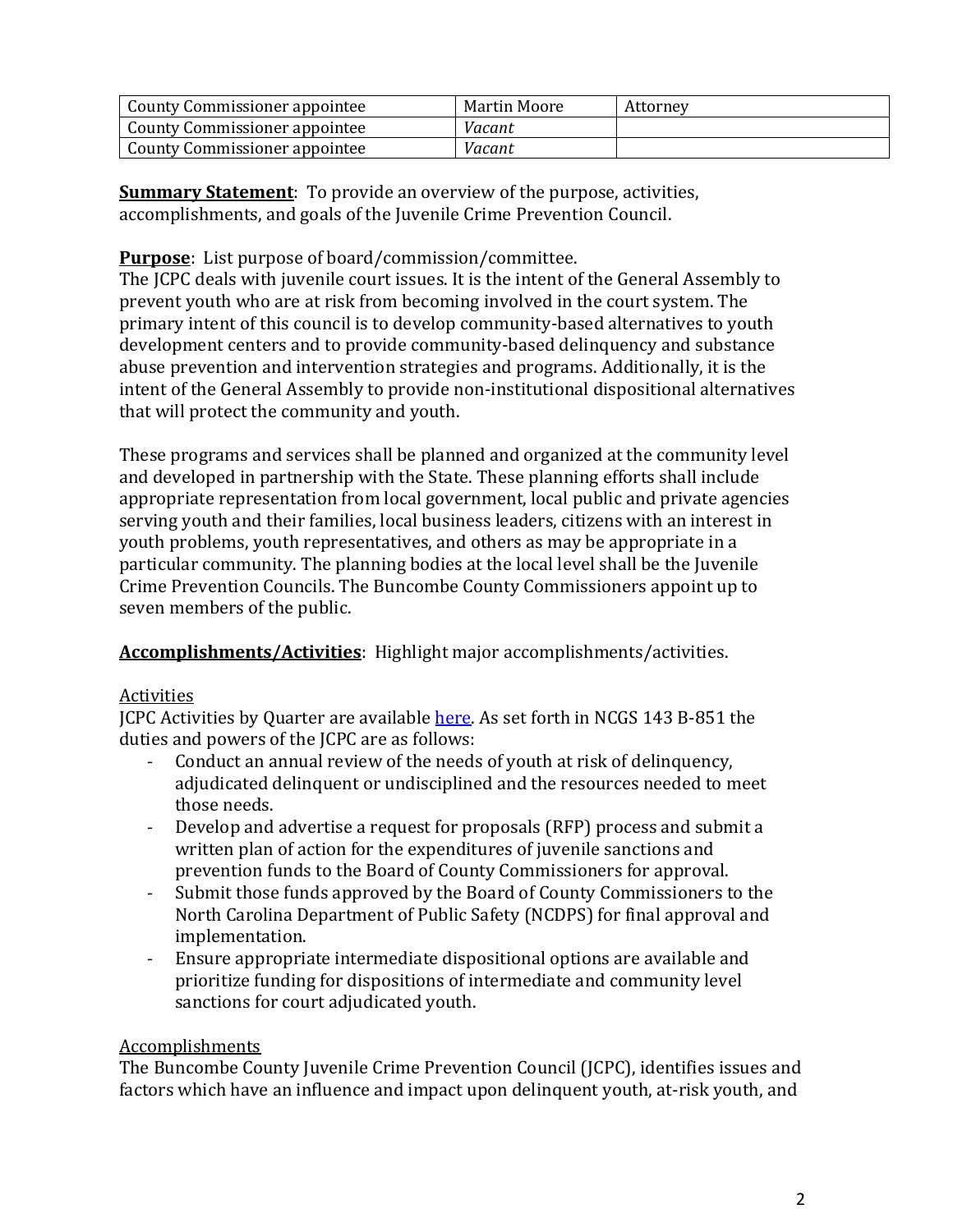| County Commissioner appointee | Martin Moore | Attorney |
|---|---|---|
| County Commissioner appointee | *Vacant* | |
| County Commissioner appointee | *Vacant* | |

**<u>Summary Statement</u>**: To provide an overview of the purpose, activities, accomplishments, and goals of the Juvenile Crime Prevention Council.

**<u>Purpose</u>**: List purpose of board/commission/committee.
The JCPC deals with juvenile court issues. It is the intent of the General Assembly to prevent youth who are at risk from becoming involved in the court system. The primary intent of this council is to develop community-based alternatives to youth development centers and to provide community-based delinquency and substance abuse prevention and intervention strategies and programs. Additionally, it is the intent of the General Assembly to provide non-institutional dispositional alternatives that will protect the community and youth.

These programs and services shall be planned and organized at the community level and developed in partnership with the State. These planning efforts shall include appropriate representation from local government, local public and private agencies serving youth and their families, local business leaders, citizens with an interest in youth problems, youth representatives, and others as may be appropriate in a particular community. The planning bodies at the local level shall be the Juvenile Crime Prevention Councils. The Buncombe County Commissioners appoint up to seven members of the public.

**<u>Accomplishments/Activities</u>**: Highlight major accomplishments/activities.

<u>Activities</u>
JCPC Activities by Quarter are available here. As set forth in NCGS 143 B-851 the duties and powers of the JCPC are as follows:

- Conduct an annual review of the needs of youth at risk of delinquency, adjudicated delinquent or undisciplined and the resources needed to meet those needs.
- Develop and advertise a request for proposals (RFP) process and submit a written plan of action for the expenditures of juvenile sanctions and prevention funds to the Board of County Commissioners for approval.
- Submit those funds approved by the Board of County Commissioners to the North Carolina Department of Public Safety (NCDPS) for final approval and implementation.
- Ensure appropriate intermediate dispositional options are available and prioritize funding for dispositions of intermediate and community level sanctions for court adjudicated youth.

<u>Accomplishments</u>
The Buncombe County Juvenile Crime Prevention Council (JCPC), identifies issues and factors which have an influence and impact upon delinquent youth, at-risk youth, and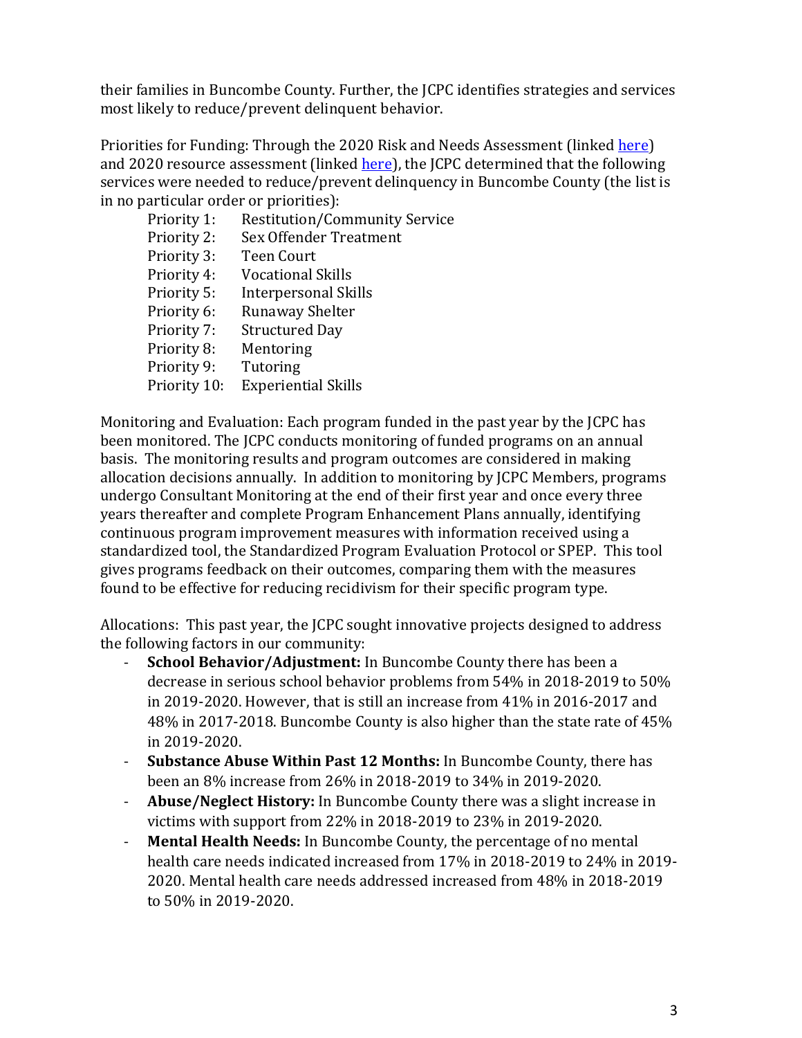their families in Buncombe County. Further, the JCPC identifies strategies and services most likely to reduce/prevent delinquent behavior.

Priorities for Funding: Through the 2020 Risk and Needs Assessment (linked here) and 2020 resource assessment (linked here), the JCPC determined that the following services were needed to reduce/prevent delinquency in Buncombe County (the list is in no particular order or priorities):

Priority 1: Restitution/Community Service
Priority 2: Sex Offender Treatment
Priority 3: Teen Court
Priority 4: Vocational Skills
Priority 5: Interpersonal Skills
Priority 6: Runaway Shelter
Priority 7: Structured Day
Priority 8: Mentoring
Priority 9: Tutoring
Priority 10: Experiential Skills

Monitoring and Evaluation: Each program funded in the past year by the JCPC has been monitored. The JCPC conducts monitoring of funded programs on an annual basis. The monitoring results and program outcomes are considered in making allocation decisions annually. In addition to monitoring by JCPC Members, programs undergo Consultant Monitoring at the end of their first year and once every three years thereafter and complete Program Enhancement Plans annually, identifying continuous program improvement measures with information received using a standardized tool, the Standardized Program Evaluation Protocol or SPEP. This tool gives programs feedback on their outcomes, comparing them with the measures found to be effective for reducing recidivism for their specific program type.

Allocations: This past year, the JCPC sought innovative projects designed to address the following factors in our community:

- **School Behavior/Adjustment:** In Buncombe County there has been a decrease in serious school behavior problems from 54% in 2018-2019 to 50% in 2019-2020. However, that is still an increase from 41% in 2016-2017 and 48% in 2017-2018. Buncombe County is also higher than the state rate of 45% in 2019-2020.
- **Substance Abuse Within Past 12 Months:** In Buncombe County, there has been an 8% increase from 26% in 2018-2019 to 34% in 2019-2020.
- **Abuse/Neglect History:** In Buncombe County there was a slight increase in victims with support from 22% in 2018-2019 to 23% in 2019-2020.
- **Mental Health Needs:** In Buncombe County, the percentage of no mental health care needs indicated increased from 17% in 2018-2019 to 24% in 2019-2020. Mental health care needs addressed increased from 48% in 2018-2019 to 50% in 2019-2020.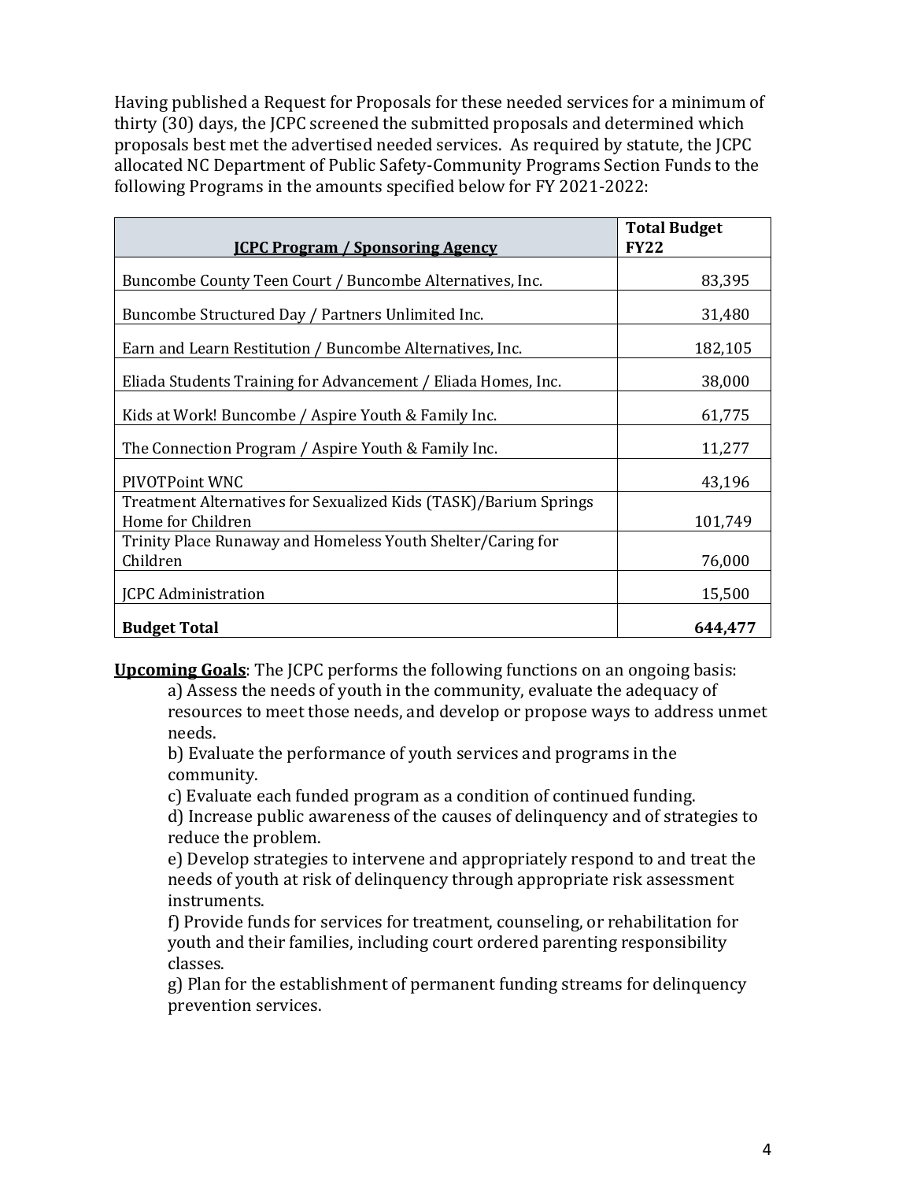Having published a Request for Proposals for these needed services for a minimum of thirty (30) days, the JCPC screened the submitted proposals and determined which proposals best met the advertised needed services. As required by statute, the JCPC allocated NC Department of Public Safety-Community Programs Section Funds to the following Programs in the amounts specified below for FY 2021-2022:

| JCPC Program / Sponsoring Agency | Total Budget FY22 |
|---|---:|
| Buncombe County Teen Court / Buncombe Alternatives, Inc. | 83,395 |
| Buncombe Structured Day / Partners Unlimited Inc. | 31,480 |
| Earn and Learn Restitution / Buncombe Alternatives, Inc. | 182,105 |
| Eliada Students Training for Advancement / Eliada Homes, Inc. | 38,000 |
| Kids at Work! Buncombe / Aspire Youth & Family Inc. | 61,775 |
| The Connection Program / Aspire Youth & Family Inc. | 11,277 |
| PIVOTPoint WNC | 43,196 |
| Treatment Alternatives for Sexualized Kids (TASK)/Barium Springs Home for Children | 101,749 |
| Trinity Place Runaway and Homeless Youth Shelter/Caring for Children | 76,000 |
| JCPC Administration | 15,500 |
| **Budget Total** | **644,477** |

**Upcoming Goals**: The JCPC performs the following functions on an ongoing basis:

a) Assess the needs of youth in the community, evaluate the adequacy of resources to meet those needs, and develop or propose ways to address unmet needs.

b) Evaluate the performance of youth services and programs in the community.

c) Evaluate each funded program as a condition of continued funding.

d) Increase public awareness of the causes of delinquency and of strategies to reduce the problem.

e) Develop strategies to intervene and appropriately respond to and treat the needs of youth at risk of delinquency through appropriate risk assessment instruments.

f) Provide funds for services for treatment, counseling, or rehabilitation for youth and their families, including court ordered parenting responsibility classes.

g) Plan for the establishment of permanent funding streams for delinquency prevention services.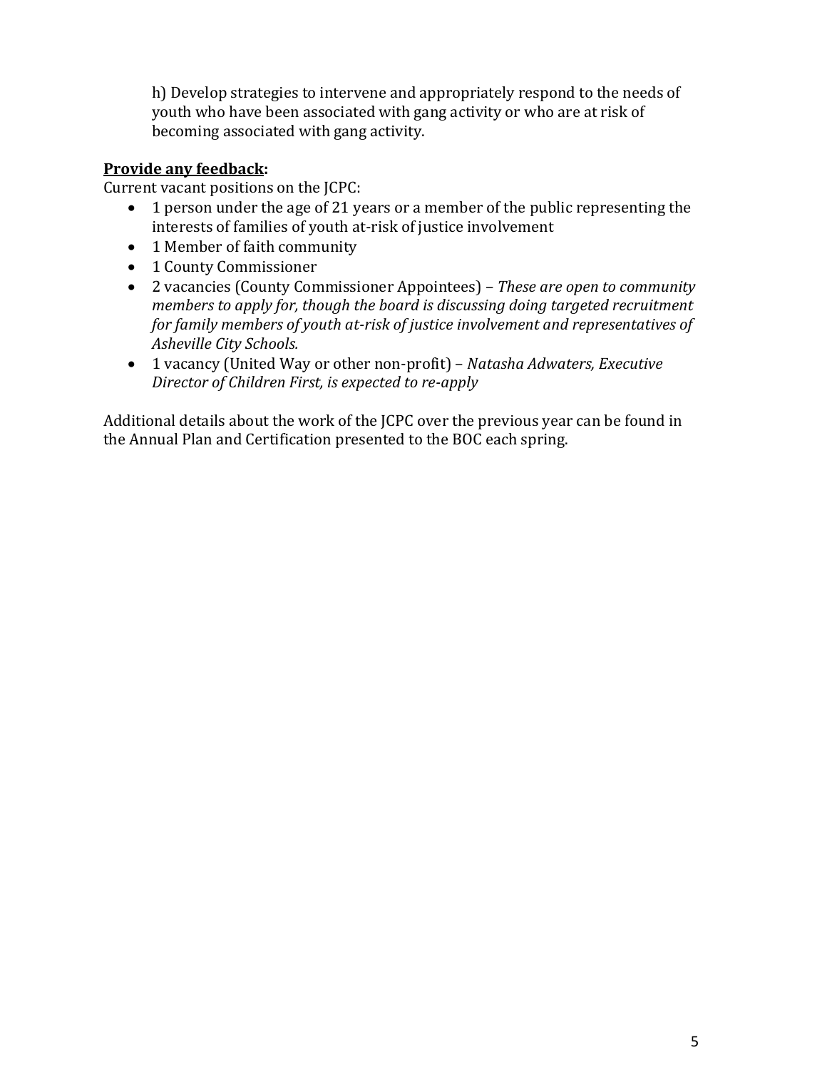h) Develop strategies to intervene and appropriately respond to the needs of youth who have been associated with gang activity or who are at risk of becoming associated with gang activity.

**<u>Provide any feedback</u>:**

Current vacant positions on the JCPC:

- 1 person under the age of 21 years or a member of the public representing the interests of families of youth at-risk of justice involvement
- 1 Member of faith community
- 1 County Commissioner
- 2 vacancies (County Commissioner Appointees) – *These are open to community members to apply for, though the board is discussing doing targeted recruitment for family members of youth at-risk of justice involvement and representatives of Asheville City Schools.*
- 1 vacancy (United Way or other non-profit) – *Natasha Adwaters, Executive Director of Children First, is expected to re-apply*

Additional details about the work of the JCPC over the previous year can be found in the Annual Plan and Certification presented to the BOC each spring.